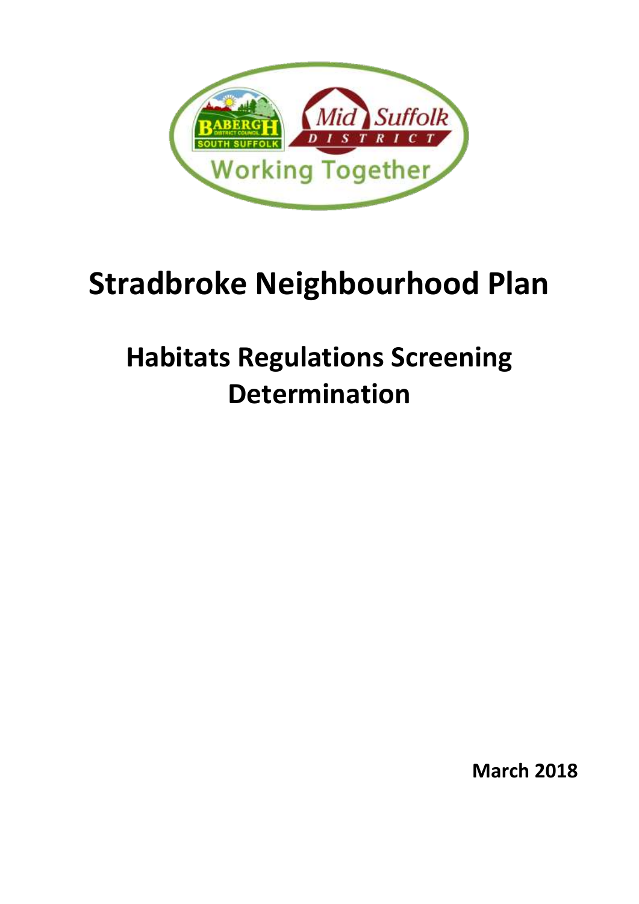# Stradbroke Neighbourhood Plan

## Habitats Regulations Screening Determination

**March 2018**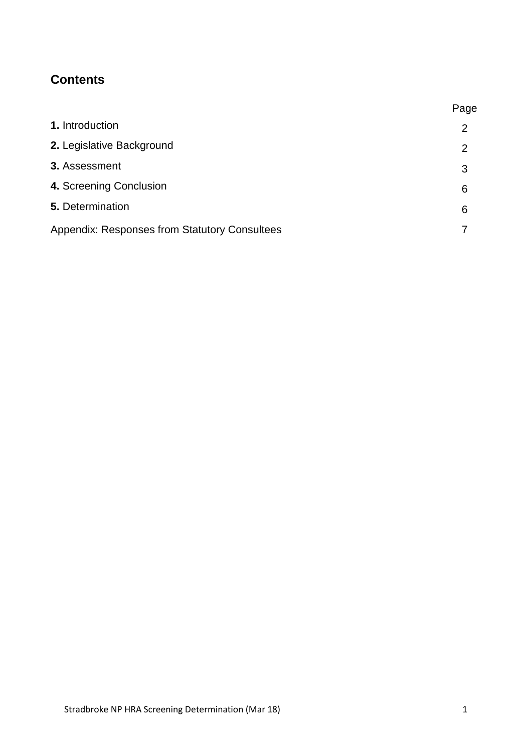## Contents

| | Page |
|---|---|
| **1.** Introduction | 2 |
| **2.** Legislative Background | 2 |
| **3.** Assessment | 3 |
| **4.** Screening Conclusion | 6 |
| **5.** Determination | 6 |
| Appendix: Responses from Statutory Consultees | 7 |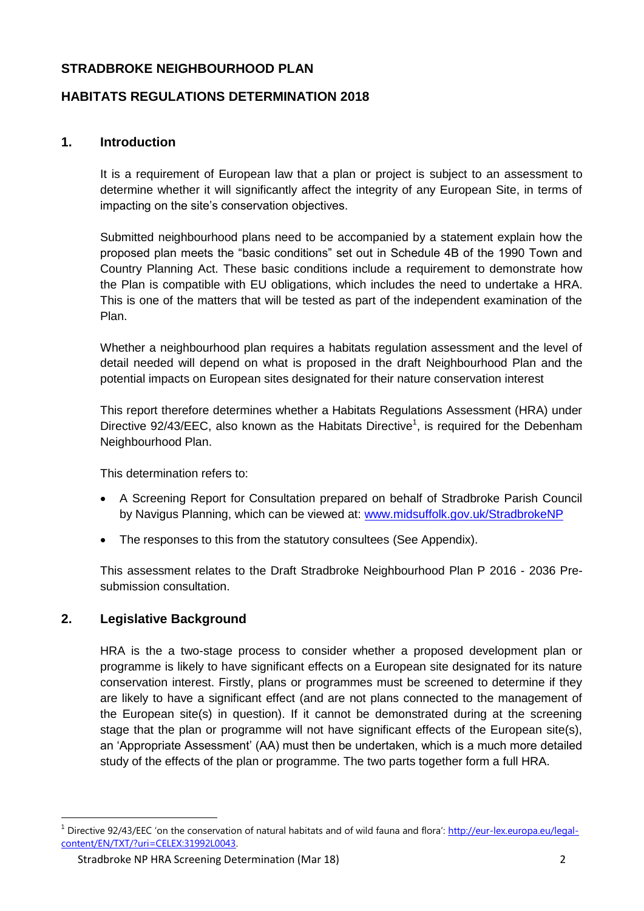## STRADBROKE NEIGHBOURHOOD PLAN

## HABITATS REGULATIONS DETERMINATION 2018

### 1. Introduction

It is a requirement of European law that a plan or project is subject to an assessment to determine whether it will significantly affect the integrity of any European Site, in terms of impacting on the site's conservation objectives.

Submitted neighbourhood plans need to be accompanied by a statement explain how the proposed plan meets the "basic conditions" set out in Schedule 4B of the 1990 Town and Country Planning Act. These basic conditions include a requirement to demonstrate how the Plan is compatible with EU obligations, which includes the need to undertake a HRA. This is one of the matters that will be tested as part of the independent examination of the Plan.

Whether a neighbourhood plan requires a habitats regulation assessment and the level of detail needed will depend on what is proposed in the draft Neighbourhood Plan and the potential impacts on European sites designated for their nature conservation interest

This report therefore determines whether a Habitats Regulations Assessment (HRA) under Directive 92/43/EEC, also known as the Habitats Directive[1], is required for the Debenham Neighbourhood Plan.

This determination refers to:

- A Screening Report for Consultation prepared on behalf of Stradbroke Parish Council by Navigus Planning, which can be viewed at: [www.midsuffolk.gov.uk/StradbrokeNP](www.midsuffolk.gov.uk/StradbrokeNP)
- The responses to this from the statutory consultees (See Appendix).

This assessment relates to the Draft Stradbroke Neighbourhood Plan P 2016 - 2036 Pre-submission consultation.

### 2. Legislative Background

HRA is the a two-stage process to consider whether a proposed development plan or programme is likely to have significant effects on a European site designated for its nature conservation interest. Firstly, plans or programmes must be screened to determine if they are likely to have a significant effect (and are not plans connected to the management of the European site(s) in question). If it cannot be demonstrated during at the screening stage that the plan or programme will not have significant effects of the European site(s), an 'Appropriate Assessment' (AA) must then be undertaken, which is a much more detailed study of the effects of the plan or programme. The two parts together form a full HRA.

---

[1] Directive 92/43/EEC 'on the conservation of natural habitats and of wild fauna and flora': [http://eur-lex.europa.eu/legal-content/EN/TXT/?uri=CELEX:31992L0043](http://eur-lex.europa.eu/legal-content/EN/TXT/?uri=CELEX:31992L0043).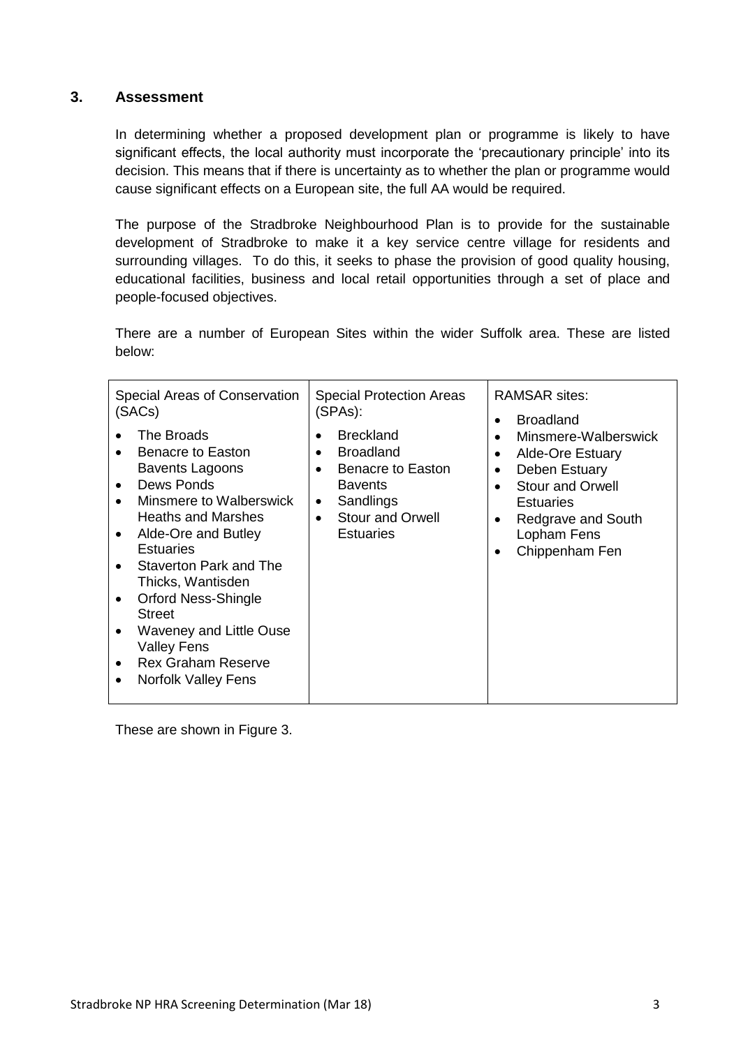## 3. Assessment

In determining whether a proposed development plan or programme is likely to have significant effects, the local authority must incorporate the 'precautionary principle' into its decision. This means that if there is uncertainty as to whether the plan or programme would cause significant effects on a European site, the full AA would be required.

The purpose of the Stradbroke Neighbourhood Plan is to provide for the sustainable development of Stradbroke to make it a key service centre village for residents and surrounding villages. To do this, it seeks to phase the provision of good quality housing, educational facilities, business and local retail opportunities through a set of place and people-focused objectives.

There are a number of European Sites within the wider Suffolk area. These are listed below:

| Special Areas of Conservation (SACs) | Special Protection Areas (SPAs): | RAMSAR sites: |
|---|---|---|
| • The Broads<br>• Benacre to Easton Bavents Lagoons<br>• Dews Ponds<br>• Minsmere to Walberswick Heaths and Marshes<br>• Alde-Ore and Butley Estuaries<br>• Staverton Park and The Thicks, Wantisden<br>• Orford Ness-Shingle Street<br>• Waveney and Little Ouse Valley Fens<br>• Rex Graham Reserve<br>• Norfolk Valley Fens | • Breckland<br>• Broadland<br>• Benacre to Easton Bavents<br>• Sandlings<br>• Stour and Orwell Estuaries | • Broadland<br>• Minsmere-Walberswick<br>• Alde-Ore Estuary<br>• Deben Estuary<br>• Stour and Orwell Estuaries<br>• Redgrave and South Lopham Fens<br>• Chippenham Fen |

These are shown in Figure 3.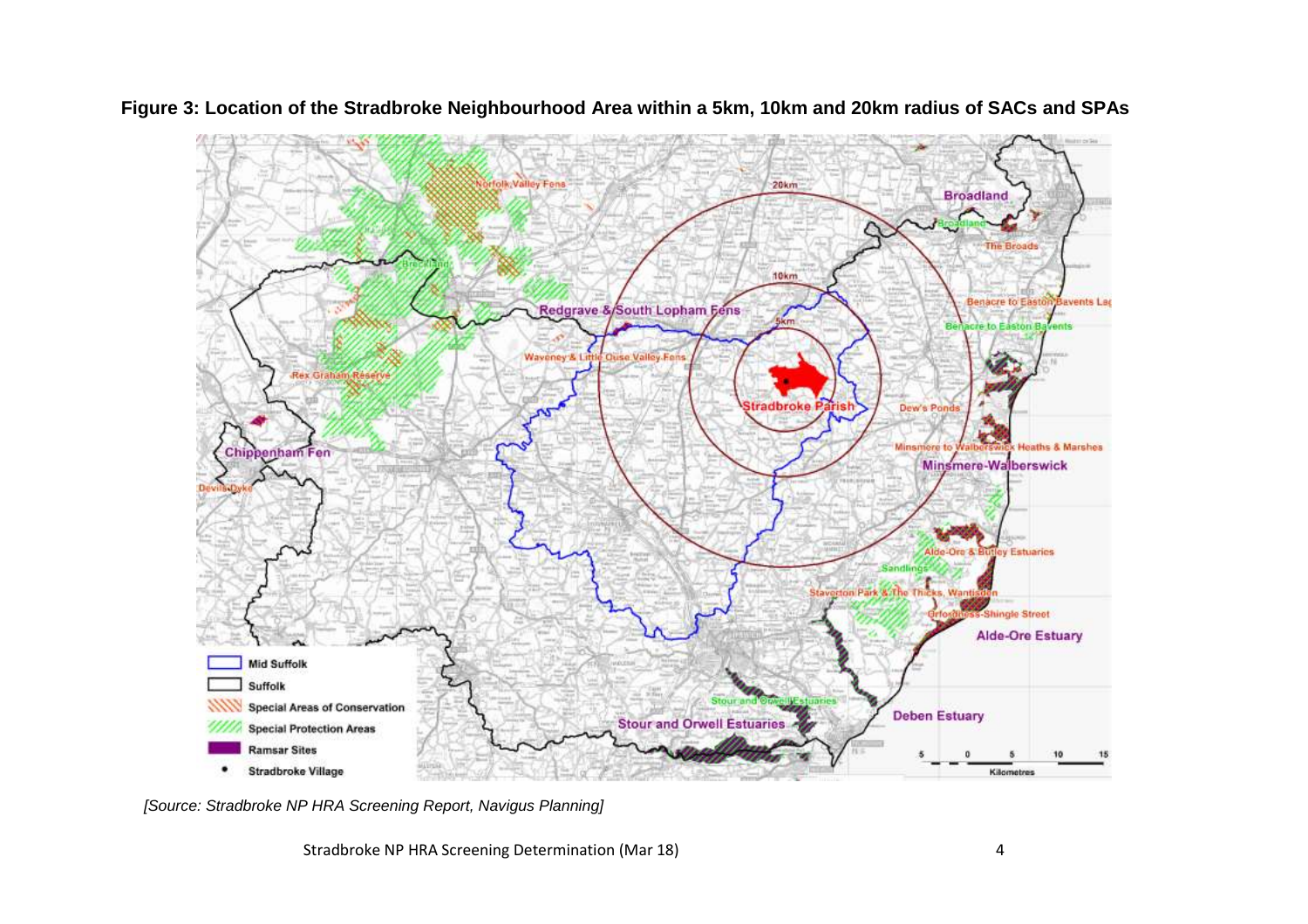**Figure 3: Location of the Stradbroke Neighbourhood Area within a 5km, 10km and 20km radius of SACs and SPAs**

*[Source: Stradbroke NP HRA Screening Report, Navigus Planning]*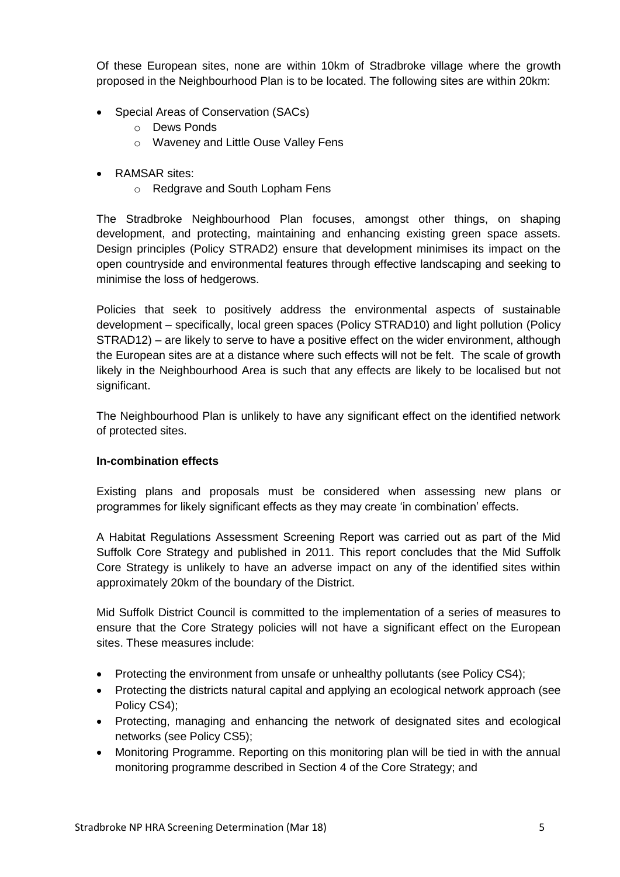Of these European sites, none are within 10km of Stradbroke village where the growth proposed in the Neighbourhood Plan is to be located. The following sites are within 20km:

- Special Areas of Conservation (SACs)
  - Dews Ponds
  - Waveney and Little Ouse Valley Fens
- RAMSAR sites:
  - Redgrave and South Lopham Fens

The Stradbroke Neighbourhood Plan focuses, amongst other things, on shaping development, and protecting, maintaining and enhancing existing green space assets. Design principles (Policy STRAD2) ensure that development minimises its impact on the open countryside and environmental features through effective landscaping and seeking to minimise the loss of hedgerows.

Policies that seek to positively address the environmental aspects of sustainable development – specifically, local green spaces (Policy STRAD10) and light pollution (Policy STRAD12) – are likely to serve to have a positive effect on the wider environment, although the European sites are at a distance where such effects will not be felt. The scale of growth likely in the Neighbourhood Area is such that any effects are likely to be localised but not significant.

The Neighbourhood Plan is unlikely to have any significant effect on the identified network of protected sites.

**In-combination effects**

Existing plans and proposals must be considered when assessing new plans or programmes for likely significant effects as they may create 'in combination' effects.

A Habitat Regulations Assessment Screening Report was carried out as part of the Mid Suffolk Core Strategy and published in 2011. This report concludes that the Mid Suffolk Core Strategy is unlikely to have an adverse impact on any of the identified sites within approximately 20km of the boundary of the District.

Mid Suffolk District Council is committed to the implementation of a series of measures to ensure that the Core Strategy policies will not have a significant effect on the European sites. These measures include:

- Protecting the environment from unsafe or unhealthy pollutants (see Policy CS4);
- Protecting the districts natural capital and applying an ecological network approach (see Policy CS4);
- Protecting, managing and enhancing the network of designated sites and ecological networks (see Policy CS5);
- Monitoring Programme. Reporting on this monitoring plan will be tied in with the annual monitoring programme described in Section 4 of the Core Strategy; and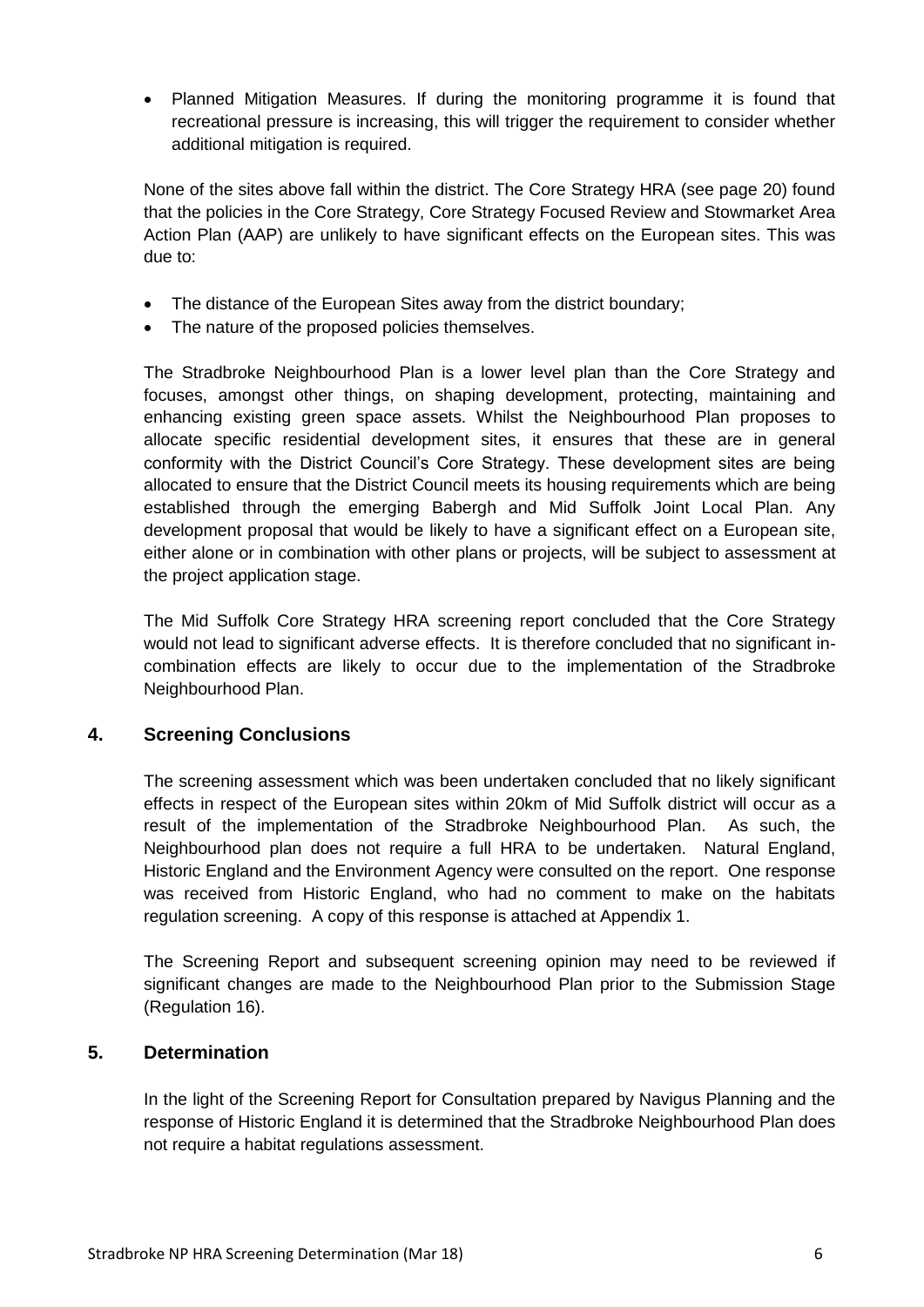- Planned Mitigation Measures. If during the monitoring programme it is found that recreational pressure is increasing, this will trigger the requirement to consider whether additional mitigation is required.

None of the sites above fall within the district. The Core Strategy HRA (see page 20) found that the policies in the Core Strategy, Core Strategy Focused Review and Stowmarket Area Action Plan (AAP) are unlikely to have significant effects on the European sites. This was due to:

- The distance of the European Sites away from the district boundary;
- The nature of the proposed policies themselves.

The Stradbroke Neighbourhood Plan is a lower level plan than the Core Strategy and focuses, amongst other things, on shaping development, protecting, maintaining and enhancing existing green space assets. Whilst the Neighbourhood Plan proposes to allocate specific residential development sites, it ensures that these are in general conformity with the District Council's Core Strategy. These development sites are being allocated to ensure that the District Council meets its housing requirements which are being established through the emerging Babergh and Mid Suffolk Joint Local Plan. Any development proposal that would be likely to have a significant effect on a European site, either alone or in combination with other plans or projects, will be subject to assessment at the project application stage.

The Mid Suffolk Core Strategy HRA screening report concluded that the Core Strategy would not lead to significant adverse effects. It is therefore concluded that no significant in-combination effects are likely to occur due to the implementation of the Stradbroke Neighbourhood Plan.

## 4. Screening Conclusions

The screening assessment which was been undertaken concluded that no likely significant effects in respect of the European sites within 20km of Mid Suffolk district will occur as a result of the implementation of the Stradbroke Neighbourhood Plan. As such, the Neighbourhood plan does not require a full HRA to be undertaken. Natural England, Historic England and the Environment Agency were consulted on the report. One response was received from Historic England, who had no comment to make on the habitats regulation screening. A copy of this response is attached at Appendix 1.

The Screening Report and subsequent screening opinion may need to be reviewed if significant changes are made to the Neighbourhood Plan prior to the Submission Stage (Regulation 16).

## 5. Determination

In the light of the Screening Report for Consultation prepared by Navigus Planning and the response of Historic England it is determined that the Stradbroke Neighbourhood Plan does not require a habitat regulations assessment.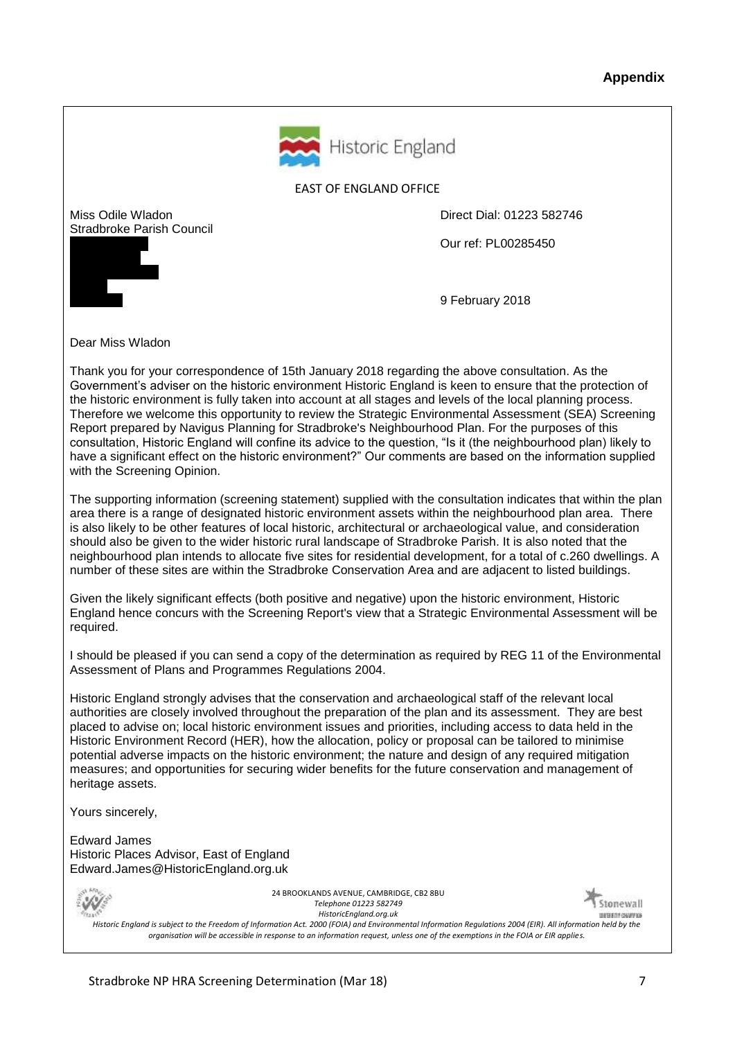**Appendix**

Historic England

EAST OF ENGLAND OFFICE

Miss Odile Wladon
Stradbroke Parish Council

Direct Dial: 01223 582746

Our ref: PL00285450

9 February 2018

Dear Miss Wladon

Thank you for your correspondence of 15th January 2018 regarding the above consultation. As the Government's adviser on the historic environment Historic England is keen to ensure that the protection of the historic environment is fully taken into account at all stages and levels of the local planning process. Therefore we welcome this opportunity to review the Strategic Environmental Assessment (SEA) Screening Report prepared by Navigus Planning for Stradbroke's Neighbourhood Plan. For the purposes of this consultation, Historic England will confine its advice to the question, "Is it (the neighbourhood plan) likely to have a significant effect on the historic environment?" Our comments are based on the information supplied with the Screening Opinion.

The supporting information (screening statement) supplied with the consultation indicates that within the plan area there is a range of designated historic environment assets within the neighbourhood plan area. There is also likely to be other features of local historic, architectural or archaeological value, and consideration should also be given to the wider historic rural landscape of Stradbroke Parish. It is also noted that the neighbourhood plan intends to allocate five sites for residential development, for a total of c.260 dwellings. A number of these sites are within the Stradbroke Conservation Area and are adjacent to listed buildings.

Given the likely significant effects (both positive and negative) upon the historic environment, Historic England hence concurs with the Screening Report's view that a Strategic Environmental Assessment will be required.

I should be pleased if you can send a copy of the determination as required by REG 11 of the Environmental Assessment of Plans and Programmes Regulations 2004.

Historic England strongly advises that the conservation and archaeological staff of the relevant local authorities are closely involved throughout the preparation of the plan and its assessment. They are best placed to advise on; local historic environment issues and priorities, including access to data held in the Historic Environment Record (HER), how the allocation, policy or proposal can be tailored to minimise potential adverse impacts on the historic environment; the nature and design of any required mitigation measures; and opportunities for securing wider benefits for the future conservation and management of heritage assets.

Yours sincerely,

Edward James
Historic Places Advisor, East of England
Edward.James@HistoricEngland.org.uk

24 BROOKLANDS AVENUE, CAMBRIDGE, CB2 8BU
*Telephone 01223 582749*
*HistoricEngland.org.uk*

*Historic England is subject to the Freedom of Information Act. 2000 (FOIA) and Environmental Information Regulations 2004 (EIR). All information held by the organisation will be accessible in response to an information request, unless one of the exemptions in the FOIA or EIR applies.*